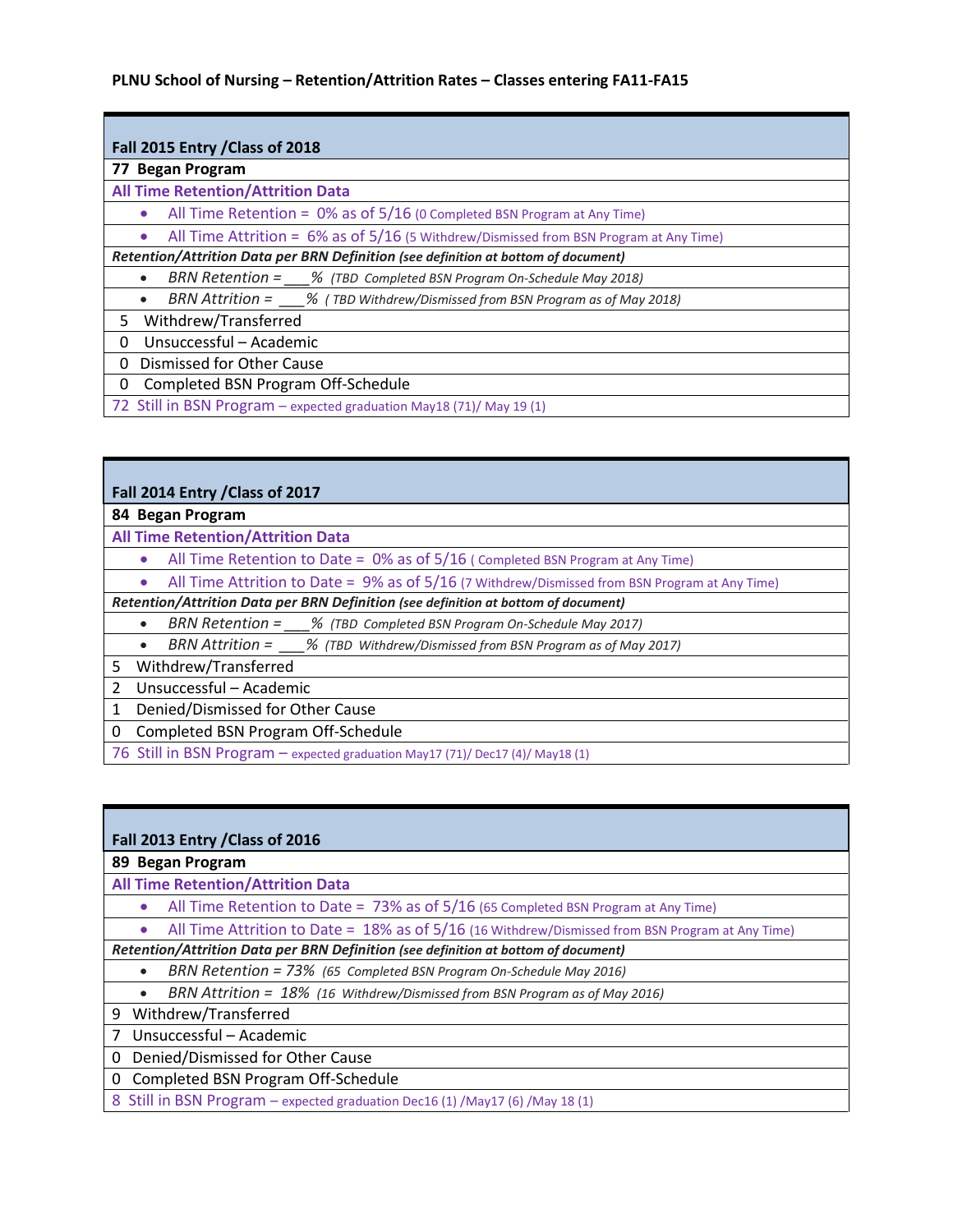**PLNU School of Nursing – Retention/Attrition Rates – Classes entering FA11-FA15**

| **Fall 2015 Entry /Class of 2018** |
|---|
| **77 Began Program** |
| **All Time Retention/Attrition Data** |
| • All Time Retention = 0% as of 5/16 (0 Completed BSN Program at Any Time) |
| • All Time Attrition = 6% as of 5/16 (5 Withdrew/Dismissed from BSN Program at Any Time) |
| ***Retention/Attrition Data per BRN Definition (see definition at bottom of document)*** |
| • *BRN Retention = \_\_\_% (TBD Completed BSN Program On-Schedule May 2018)* |
| • *BRN Attrition = \_\_\_% ( TBD Withdrew/Dismissed from BSN Program as of May 2018)* |
| 5 Withdrew/Transferred |
| 0 Unsuccessful – Academic |
| 0 Dismissed for Other Cause |
| 0 Completed BSN Program Off-Schedule |
| 72 Still in BSN Program – expected graduation May18 (71)/ May 19 (1) |

| **Fall 2014 Entry /Class of 2017** |
|---|
| **84 Began Program** |
| **All Time Retention/Attrition Data** |
| • All Time Retention to Date = 0% as of 5/16 ( Completed BSN Program at Any Time) |
| • All Time Attrition to Date = 9% as of 5/16 (7 Withdrew/Dismissed from BSN Program at Any Time) |
| ***Retention/Attrition Data per BRN Definition (see definition at bottom of document)*** |
| • *BRN Retention = \_\_\_% (TBD Completed BSN Program On-Schedule May 2017)* |
| • *BRN Attrition = \_\_\_% (TBD Withdrew/Dismissed from BSN Program as of May 2017)* |
| 5 Withdrew/Transferred |
| 2 Unsuccessful – Academic |
| 1 Denied/Dismissed for Other Cause |
| 0 Completed BSN Program Off-Schedule |
| 76 Still in BSN Program – expected graduation May17 (71)/ Dec17 (4)/ May18 (1) |

| **Fall 2013 Entry /Class of 2016** |
|---|
| **89 Began Program** |
| **All Time Retention/Attrition Data** |
| • All Time Retention to Date = 73% as of 5/16 (65 Completed BSN Program at Any Time) |
| • All Time Attrition to Date = 18% as of 5/16 (16 Withdrew/Dismissed from BSN Program at Any Time) |
| ***Retention/Attrition Data per BRN Definition (see definition at bottom of document)*** |
| • *BRN Retention = 73% (65 Completed BSN Program On-Schedule May 2016)* |
| • *BRN Attrition = 18% (16 Withdrew/Dismissed from BSN Program as of May 2016)* |
| 9 Withdrew/Transferred |
| 7 Unsuccessful – Academic |
| 0 Denied/Dismissed for Other Cause |
| 0 Completed BSN Program Off-Schedule |
| 8 Still in BSN Program – expected graduation Dec16 (1) /May17 (6) /May 18 (1) |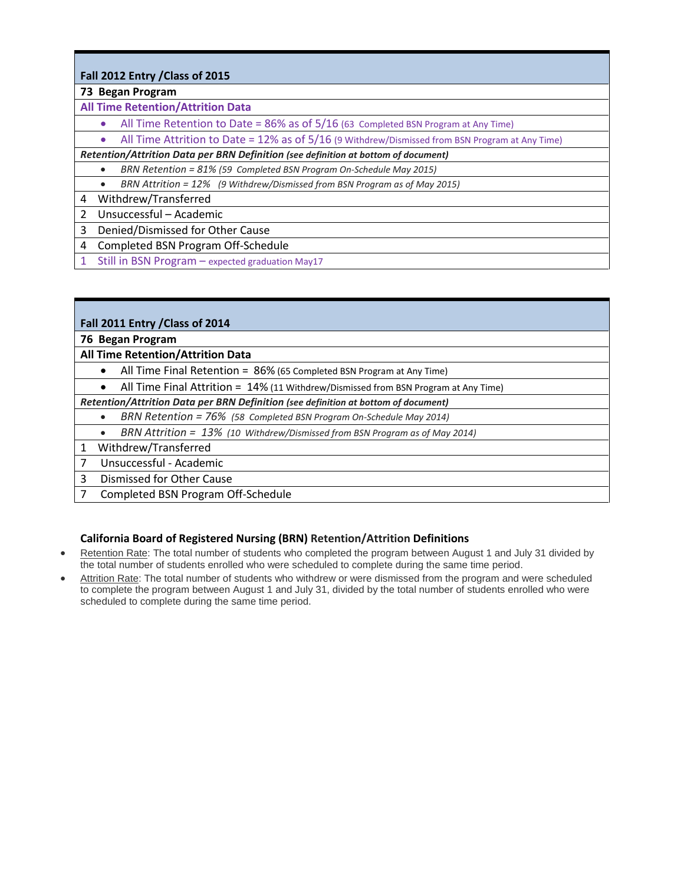| **Fall 2012 Entry /Class of 2015** |
| --- |
| **73 Began Program** |
| **All Time Retention/Attrition Data** |
| • All Time Retention to Date = 86% as of 5/16 (63 Completed BSN Program at Any Time) |
| • All Time Attrition to Date = 12% as of 5/16 (9 Withdrew/Dismissed from BSN Program at Any Time) |
| ***Retention/Attrition Data per BRN Definition (see definition at bottom of document)*** |
| • *BRN Retention = 81% (59 Completed BSN Program On-Schedule May 2015)* |
| • *BRN Attrition = 12% (9 Withdrew/Dismissed from BSN Program as of May 2015)* |
| 4 Withdrew/Transferred |
| 2 Unsuccessful – Academic |
| 3 Denied/Dismissed for Other Cause |
| 4 Completed BSN Program Off-Schedule |
| 1 Still in BSN Program – expected graduation May17 |

| **Fall 2011 Entry /Class of 2014** |
| --- |
| **76 Began Program** |
| **All Time Retention/Attrition Data** |
| • All Time Final Retention = 86% (65 Completed BSN Program at Any Time) |
| • All Time Final Attrition = 14% (11 Withdrew/Dismissed from BSN Program at Any Time) |
| ***Retention/Attrition Data per BRN Definition (see definition at bottom of document)*** |
| • *BRN Retention = 76% (58 Completed BSN Program On-Schedule May 2014)* |
| • *BRN Attrition = 13% (10 Withdrew/Dismissed from BSN Program as of May 2014)* |
| 1 Withdrew/Transferred |
| 7 Unsuccessful - Academic |
| 3 Dismissed for Other Cause |
| 7 Completed BSN Program Off-Schedule |

### California Board of Registered Nursing (BRN) Retention/Attrition Definitions

- Retention Rate: The total number of students who completed the program between August 1 and July 31 divided by the total number of students enrolled who were scheduled to complete during the same time period.
- Attrition Rate: The total number of students who withdrew or were dismissed from the program and were scheduled to complete the program between August 1 and July 31, divided by the total number of students enrolled who were scheduled to complete during the same time period.